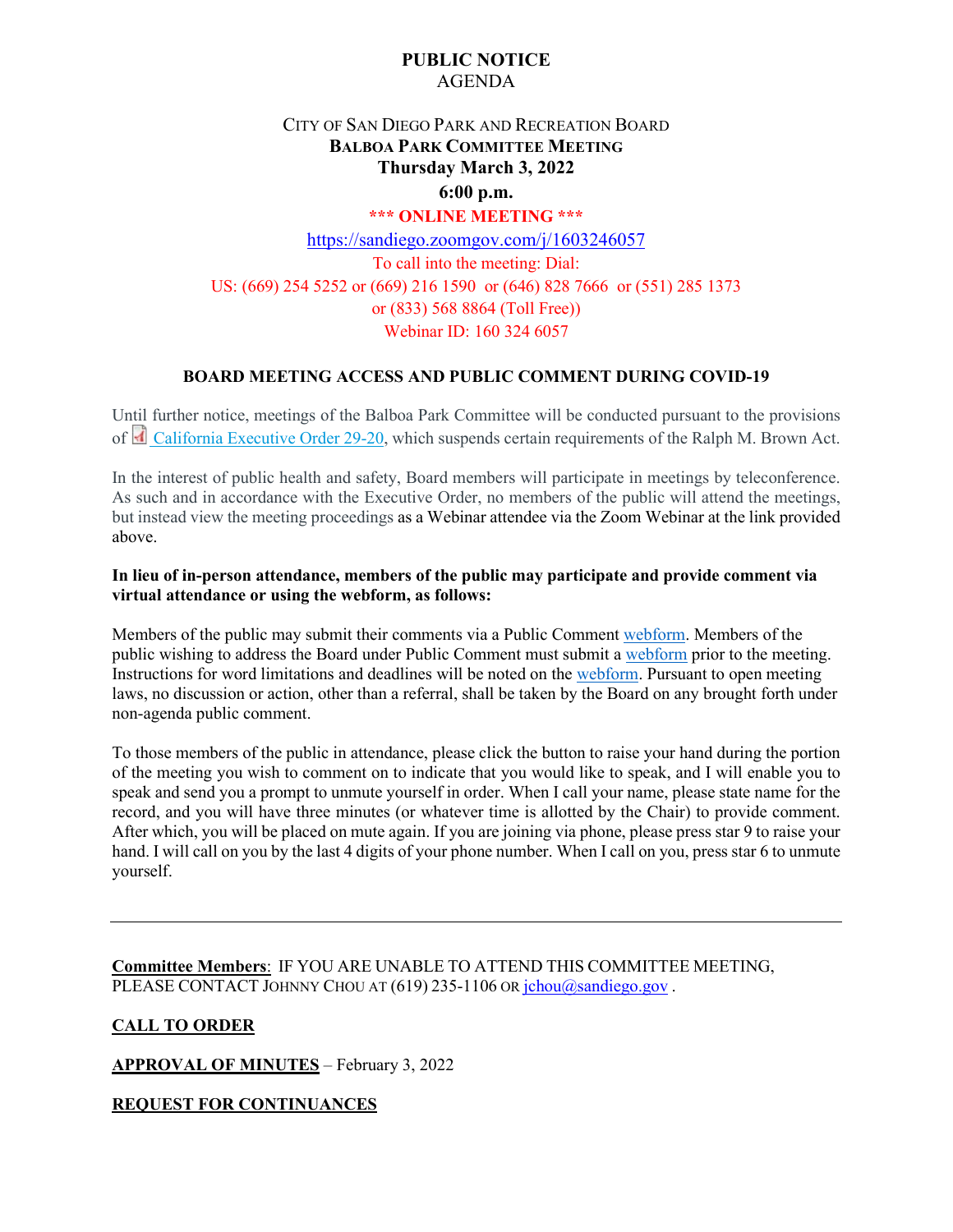# PUBLIC NOTICE

AGENDA

## CITY OF SAN DIEGO PARK AND RECREATION BOARD

**BALBOA PARK COMMITTEE MEETING**

**Thursday March 3, 2022**

**6:00 p.m.**

**\*\*\* ONLINE MEETING \*\*\***

https://sandiego.zoomgov.com/j/1603246057

To call into the meeting: Dial:

US: (669) 254 5252 or (669) 216 1590 or (646) 828 7666 or (551) 285 1373 or (833) 568 8864 (Toll Free))

Webinar ID: 160 324 6057

### BOARD MEETING ACCESS AND PUBLIC COMMENT DURING COVID-19

Until further notice, meetings of the Balboa Park Committee will be conducted pursuant to the provisions of California Executive Order 29-20, which suspends certain requirements of the Ralph M. Brown Act.

In the interest of public health and safety, Board members will participate in meetings by teleconference. As such and in accordance with the Executive Order, no members of the public will attend the meetings, but instead view the meeting proceedings as a Webinar attendee via the Zoom Webinar at the link provided above.

**In lieu of in-person attendance, members of the public may participate and provide comment via virtual attendance or using the webform, as follows:**

Members of the public may submit their comments via a Public Comment webform. Members of the public wishing to address the Board under Public Comment must submit a webform prior to the meeting. Instructions for word limitations and deadlines will be noted on the webform. Pursuant to open meeting laws, no discussion or action, other than a referral, shall be taken by the Board on any brought forth under non-agenda public comment.

To those members of the public in attendance, please click the button to raise your hand during the portion of the meeting you wish to comment on to indicate that you would like to speak, and I will enable you to speak and send you a prompt to unmute yourself in order. When I call your name, please state name for the record, and you will have three minutes (or whatever time is allotted by the Chair) to provide comment. After which, you will be placed on mute again. If you are joining via phone, please press star 9 to raise your hand. I will call on you by the last 4 digits of your phone number. When I call on you, press star 6 to unmute yourself.

---

**Committee Members**: IF YOU ARE UNABLE TO ATTEND THIS COMMITTEE MEETING, PLEASE CONTACT JOHNNY CHOU AT (619) 235-1106 OR jchou@sandiego.gov .

**CALL TO ORDER**

**APPROVAL OF MINUTES** – February 3, 2022

**REQUEST FOR CONTINUANCES**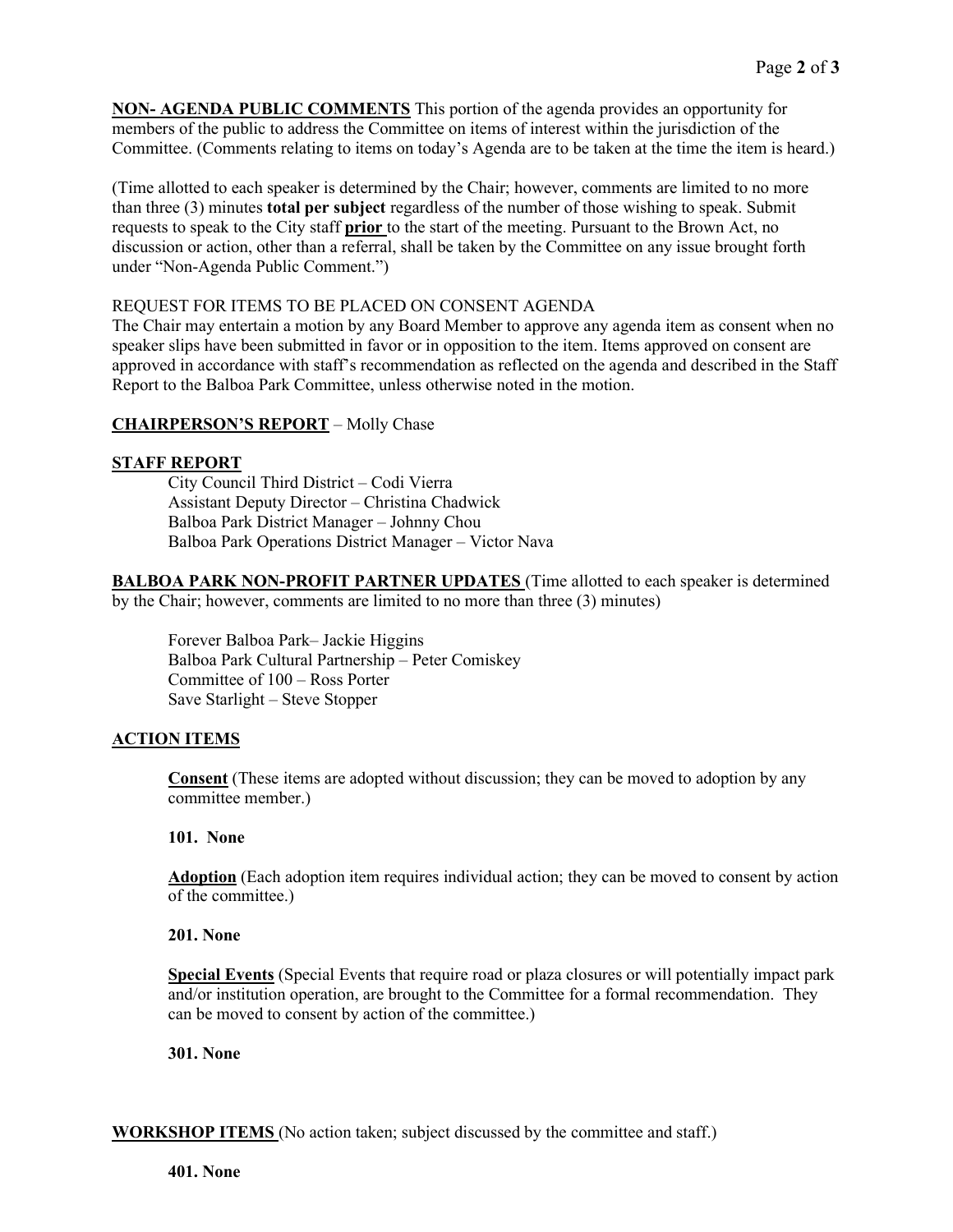**NON- AGENDA PUBLIC COMMENTS** This portion of the agenda provides an opportunity for members of the public to address the Committee on items of interest within the jurisdiction of the Committee. (Comments relating to items on today's Agenda are to be taken at the time the item is heard.)

(Time allotted to each speaker is determined by the Chair; however, comments are limited to no more than three (3) minutes **total per subject** regardless of the number of those wishing to speak. Submit requests to speak to the City staff **prior** to the start of the meeting. Pursuant to the Brown Act, no discussion or action, other than a referral, shall be taken by the Committee on any issue brought forth under "Non-Agenda Public Comment.")

REQUEST FOR ITEMS TO BE PLACED ON CONSENT AGENDA
The Chair may entertain a motion by any Board Member to approve any agenda item as consent when no speaker slips have been submitted in favor or in opposition to the item. Items approved on consent are approved in accordance with staff's recommendation as reflected on the agenda and described in the Staff Report to the Balboa Park Committee, unless otherwise noted in the motion.

**CHAIRPERSON'S REPORT** – Molly Chase

**STAFF REPORT**

City Council Third District – Codi Vierra
Assistant Deputy Director – Christina Chadwick
Balboa Park District Manager – Johnny Chou
Balboa Park Operations District Manager – Victor Nava

**BALBOA PARK NON-PROFIT PARTNER UPDATES** (Time allotted to each speaker is determined by the Chair; however, comments are limited to no more than three (3) minutes)

Forever Balboa Park– Jackie Higgins
Balboa Park Cultural Partnership – Peter Comiskey
Committee of 100 – Ross Porter
Save Starlight – Steve Stopper

**ACTION ITEMS**

**Consent** (These items are adopted without discussion; they can be moved to adoption by any committee member.)

**101. None**

**Adoption** (Each adoption item requires individual action; they can be moved to consent by action of the committee.)

**201. None**

**Special Events** (Special Events that require road or plaza closures or will potentially impact park and/or institution operation, are brought to the Committee for a formal recommendation. They can be moved to consent by action of the committee.)

**301. None**

**WORKSHOP ITEMS** (No action taken; subject discussed by the committee and staff.)

**401. None**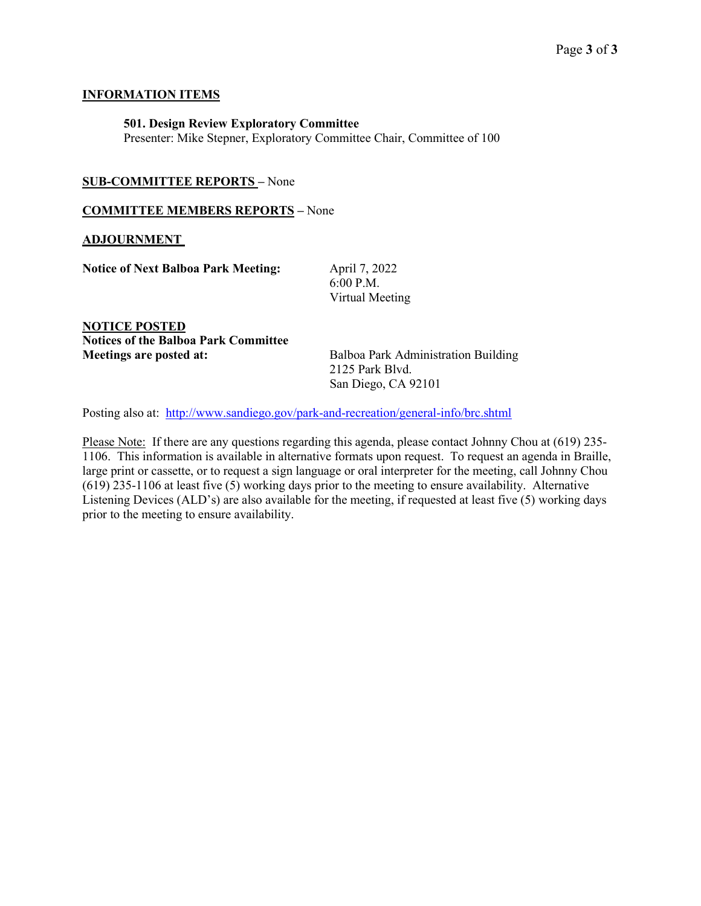## INFORMATION ITEMS

**501. Design Review Exploratory Committee**
Presenter: Mike Stepner, Exploratory Committee Chair, Committee of 100

**SUB-COMMITTEE REPORTS** – None

**COMMITTEE MEMBERS REPORTS** – None

## ADJOURNMENT

**Notice of Next Balboa Park Meeting:**
April 7, 2022
6:00 P.M.
Virtual Meeting

**NOTICE POSTED**
**Notices of the Balboa Park Committee Meetings are posted at:**
Balboa Park Administration Building
2125 Park Blvd.
San Diego, CA 92101

Posting also at: http://www.sandiego.gov/park-and-recreation/general-info/brc.shtml

Please Note: If there are any questions regarding this agenda, please contact Johnny Chou at (619) 235-1106. This information is available in alternative formats upon request. To request an agenda in Braille, large print or cassette, or to request a sign language or oral interpreter for the meeting, call Johnny Chou (619) 235-1106 at least five (5) working days prior to the meeting to ensure availability. Alternative Listening Devices (ALD's) are also available for the meeting, if requested at least five (5) working days prior to the meeting to ensure availability.